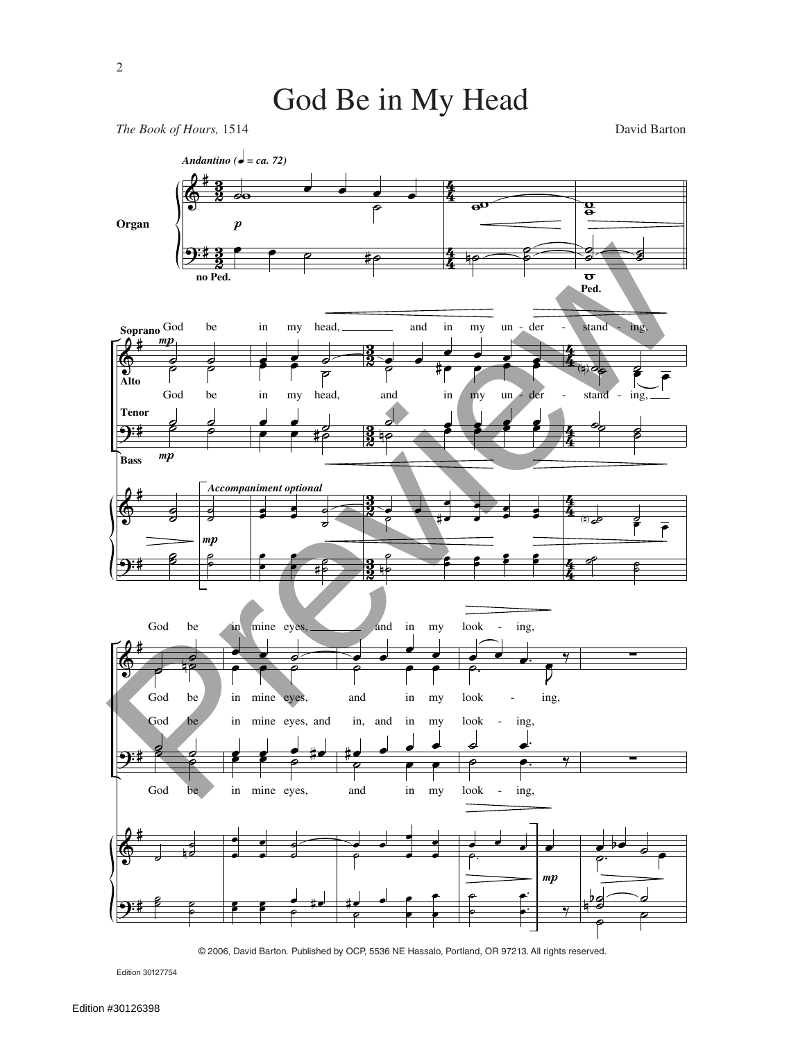# God Be in My Head

*The Book of Hours,* 1514

David Barton

*Andantino* (♩ = ca. 72)

Organ

**p**

no Ped.

Ped.

Soprano
Alto
Tenor
Bass

**mp**

God be in my head, and in my un - der - stand - ing,

*Accompaniment optional*

God be in mine eyes, and in my look - ing,

God be in mine eyes, and in, and in my look - ing,

**mp**

© 2006, David Barton. Published by OCP, 5536 NE Hassalo, Portland, OR 97213. All rights reserved.

Edition 30127754

Edition #30126398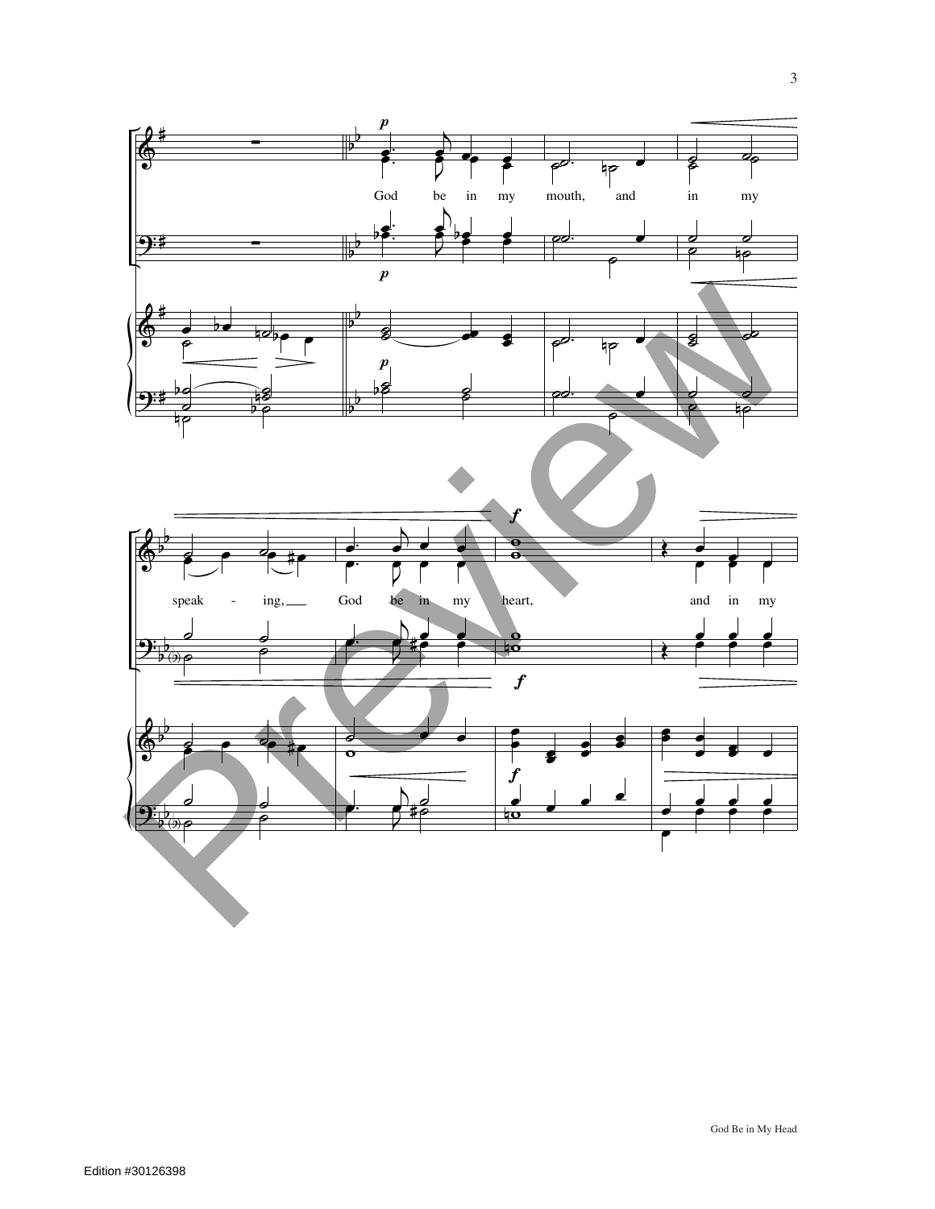God be in my mouth, and in my

speak - ing, God be in my heart, and in my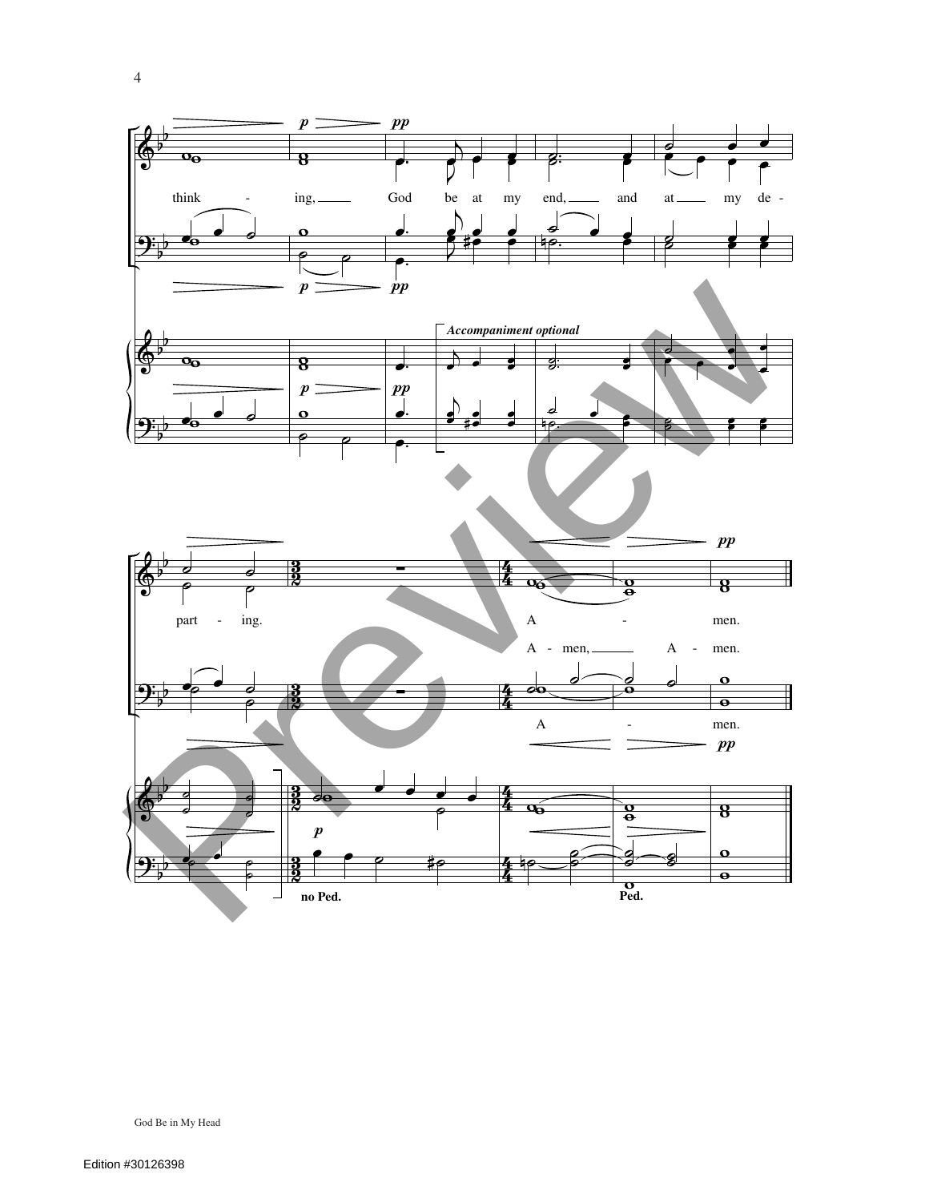p pp

think - ing, God be at my end, and at my de -

p pp

*Accompaniment optional*

p pp

pp

part - ing. A - men.

A - men, A - men.

A - men.

pp

p

no Ped. Ped.

God Be in My Head

Edition #30126398